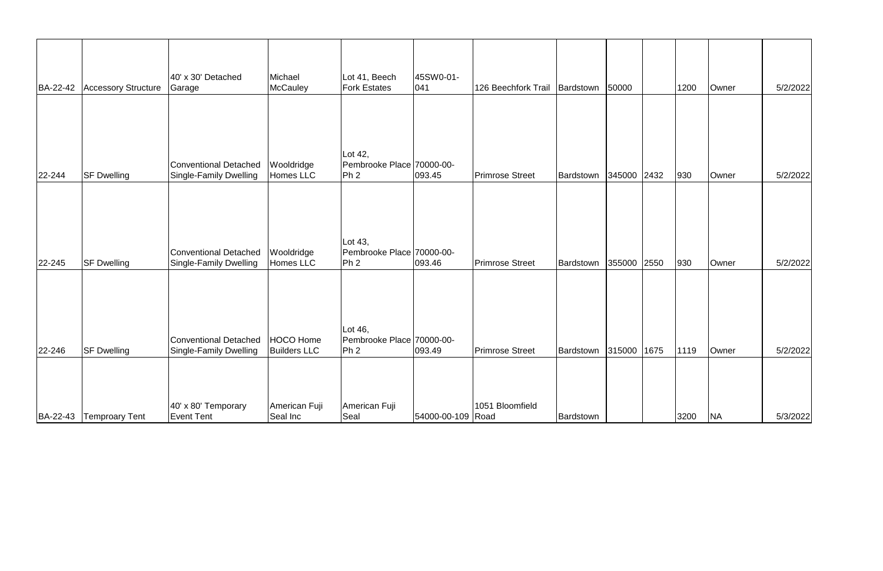| | | | | | | | | | | | | |
|---|---|---|---|---|---|---|---|---|---|---|---|---|
| BA-22-42 | Accessory Structure | 40' x 30' Detached Garage | Michael McCauley | Lot 41, Beech Fork Estates | 45SW0-01-041 | 126 Beechfork Trail | Bardstown | 50000 | | 1200 | Owner | 5/2/2022 |
| 22-244 | SF Dwelling | Conventional Detached Single-Family Dwelling | Wooldridge Homes LLC | Lot 42, Pembrooke Place Ph 2 | 70000-00-093.45 | Primrose Street | Bardstown | 345000 | 2432 | 930 | Owner | 5/2/2022 |
| 22-245 | SF Dwelling | Conventional Detached Single-Family Dwelling | Wooldridge Homes LLC | Lot 43, Pembrooke Place Ph 2 | 70000-00-093.46 | Primrose Street | Bardstown | 355000 | 2550 | 930 | Owner | 5/2/2022 |
| 22-246 | SF Dwelling | Conventional Detached Single-Family Dwelling | HOCO Home Builders LLC | Lot 46, Pembrooke Place Ph 2 | 70000-00-093.49 | Primrose Street | Bardstown | 315000 | 1675 | 1119 | Owner | 5/2/2022 |
| BA-22-43 | Temproary Tent | 40' x 80' Temporary Event Tent | American Fuji Seal Inc | American Fuji Seal | 54000-00-109 | 1051 Bloomfield Road | Bardstown | | | 3200 | NA | 5/3/2022 |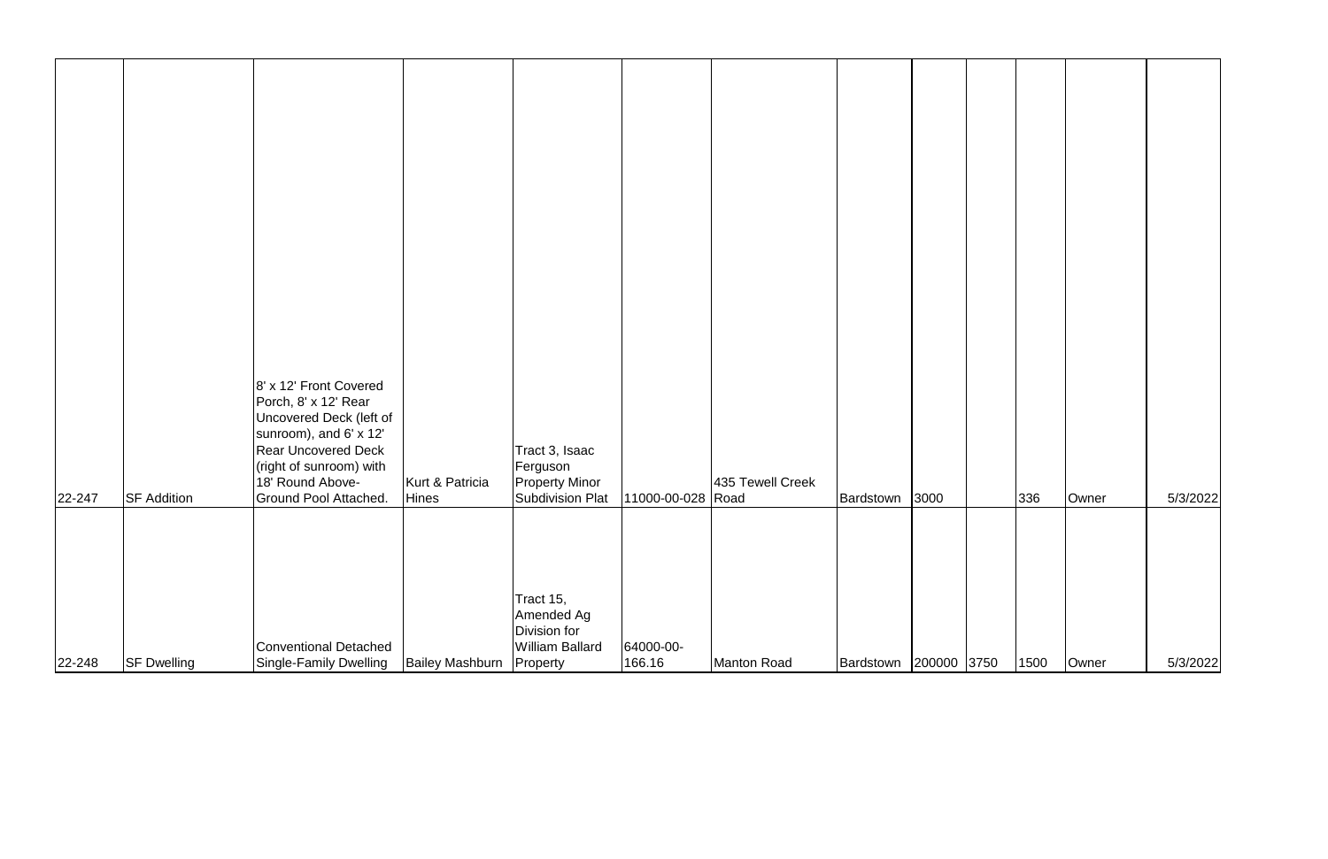| | | | | | | | | | | | | |
|---|---|---|---|---|---|---|---|---|---|---|---|---|
| 22-247 | SF Addition | 8' x 12' Front Covered Porch, 8' x 12' Rear Uncovered Deck (left of sunroom), and 6' x 12' Rear Uncovered Deck (right of sunroom) with 18' Round Above-Ground Pool Attached. | Kurt & Patricia Hines | Tract 3, Isaac Ferguson Property Minor Subdivision Plat | 11000-00-028 | 435 Tewell Creek Road | Bardstown | 3000 | | 336 | Owner | 5/3/2022 |
| 22-248 | SF Dwelling | Conventional Detached Single-Family Dwelling | Bailey Mashburn | Tract 15, Amended Ag Division for William Ballard Property | 64000-00-166.16 | Manton Road | Bardstown | 200000 | 3750 | 1500 | Owner | 5/3/2022 |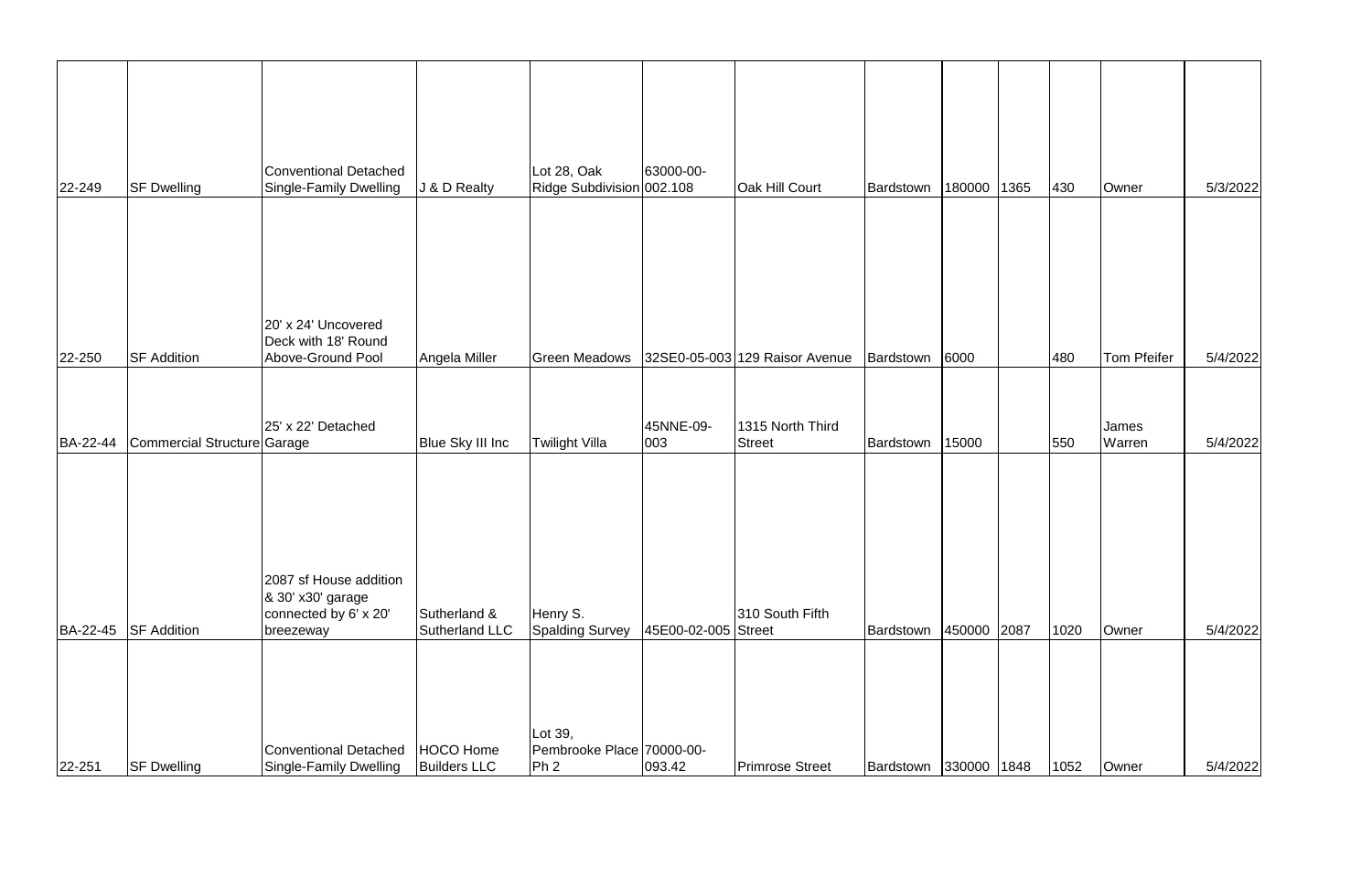| | | | | | | | | | | | | |
|---|---|---|---|---|---|---|---|---|---|---|---|---|
| 22-249 | SF Dwelling | Conventional Detached Single-Family Dwelling | J & D Realty | Lot 28, Oak Ridge Subdivision | 63000-00-002.108 | Oak Hill Court | Bardstown | 180000 | 1365 | 430 | Owner | 5/3/2022 |
| 22-250 | SF Addition | 20' x 24' Uncovered Deck with 18' Round Above-Ground Pool | Angela Miller | Green Meadows | 32SE0-05-003 | 129 Raisor Avenue | Bardstown | 6000 | | 480 | Tom Pfeifer | 5/4/2022 |
| BA-22-44 | Commercial Structure | 25' x 22' Detached Garage | Blue Sky III Inc | Twilight Villa | 45NNE-09-003 | 1315 North Third Street | Bardstown | 15000 | | 550 | James Warren | 5/4/2022 |
| BA-22-45 | SF Addition | 2087 sf House addition & 30' x30' garage connected by 6' x 20' breezeway | Sutherland & Sutherland LLC | Henry S. Spalding Survey | 45E00-02-005 | 310 South Fifth Street | Bardstown | 450000 | 2087 | 1020 | Owner | 5/4/2022 |
| 22-251 | SF Dwelling | Conventional Detached Single-Family Dwelling | HOCO Home Builders LLC | Lot 39, Pembrooke Place Ph 2 | 70000-00-093.42 | Primrose Street | Bardstown | 330000 | 1848 | 1052 | Owner | 5/4/2022 |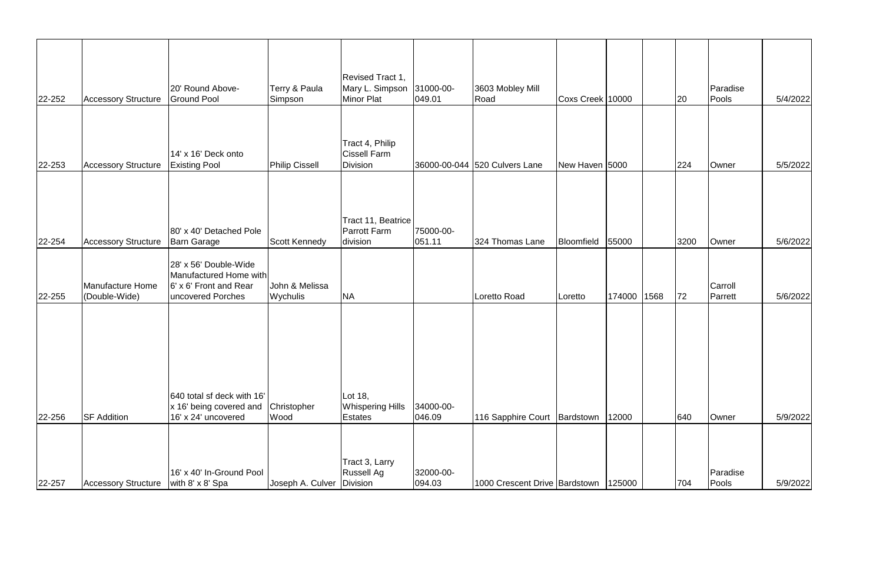| | | | | | | | | | | | | |
|---|---|---|---|---|---|---|---|---|---|---|---|---|
| 22-252 | Accessory Structure | 20' Round Above-Ground Pool | Terry & Paula Simpson | Revised Tract 1, Mary L. Simpson Minor Plat | 31000-00-049.01 | 3603 Mobley Mill Road | Coxs Creek | 10000 | | 20 | Paradise Pools | 5/4/2022 |
| 22-253 | Accessory Structure | 14' x 16' Deck onto Existing Pool | Philip Cissell | Tract 4, Philip Cissell Farm Division | 36000-00-044 | 520 Culvers Lane | New Haven | 5000 | | 224 | Owner | 5/5/2022 |
| 22-254 | Accessory Structure | 80' x 40' Detached Pole Barn Garage | Scott Kennedy | Tract 11, Beatrice Parrott Farm division | 75000-00-051.11 | 324 Thomas Lane | Bloomfield | 55000 | | 3200 | Owner | 5/6/2022 |
| 22-255 | Manufacture Home (Double-Wide) | 28' x 56' Double-Wide Manufactured Home with 6' x 6' Front and Rear uncovered Porches | John & Melissa Wychulis | NA | | Loretto Road | Loretto | 174000 | 1568 | 72 | Carroll Parrett | 5/6/2022 |
| 22-256 | SF Addition | 640 total sf deck with 16' x 16' being covered and 16' x 24' uncovered | Christopher Wood | Lot 18, Whispering Hills Estates | 34000-00-046.09 | 116 Sapphire Court | Bardstown | 12000 | | 640 | Owner | 5/9/2022 |
| 22-257 | Accessory Structure | 16' x 40' In-Ground Pool with 8' x 8' Spa | Joseph A. Culver | Tract 3, Larry Russell Ag Division | 32000-00-094.03 | 1000 Crescent Drive | Bardstown | 125000 | | 704 | Paradise Pools | 5/9/2022 |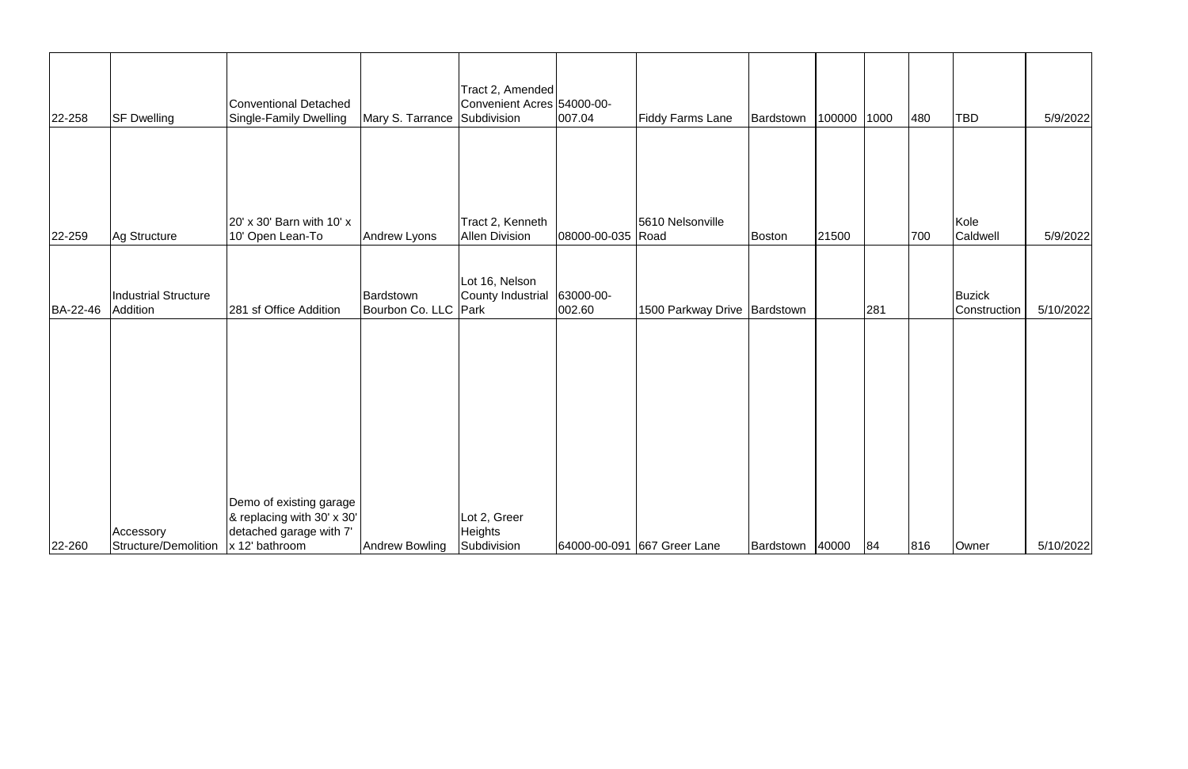| | | | | | | | | | | | | |
|---|---|---|---|---|---|---|---|---|---|---|---|---|
| 22-258 | SF Dwelling | Conventional Detached Single-Family Dwelling | Mary S. Tarrance | Tract 2, Amended Convenient Acres Subdivision | 54000-00-007.04 | Fiddy Farms Lane | Bardstown | 100000 | 1000 | 480 | TBD | 5/9/2022 |
| 22-259 | Ag Structure | 20' x 30' Barn with 10' x 10' Open Lean-To | Andrew Lyons | Tract 2, Kenneth Allen Division | 08000-00-035 | 5610 Nelsonville Road | Boston | 21500 | | 700 | Kole Caldwell | 5/9/2022 |
| BA-22-46 | Industrial Structure Addition | 281 sf Office Addition | Bardstown Bourbon Co. LLC | Lot 16, Nelson County Industrial Park | 63000-00-002.60 | 1500 Parkway Drive | Bardstown | | 281 | | Buzick Construction | 5/10/2022 |
| 22-260 | Accessory Structure/Demolition | Demo of existing garage & replacing with 30' x 30' detached garage with 7' x 12' bathroom | Andrew Bowling | Lot 2, Greer Heights Subdivision | 64000-00-091 | 667 Greer Lane | Bardstown | 40000 | 84 | 816 | Owner | 5/10/2022 |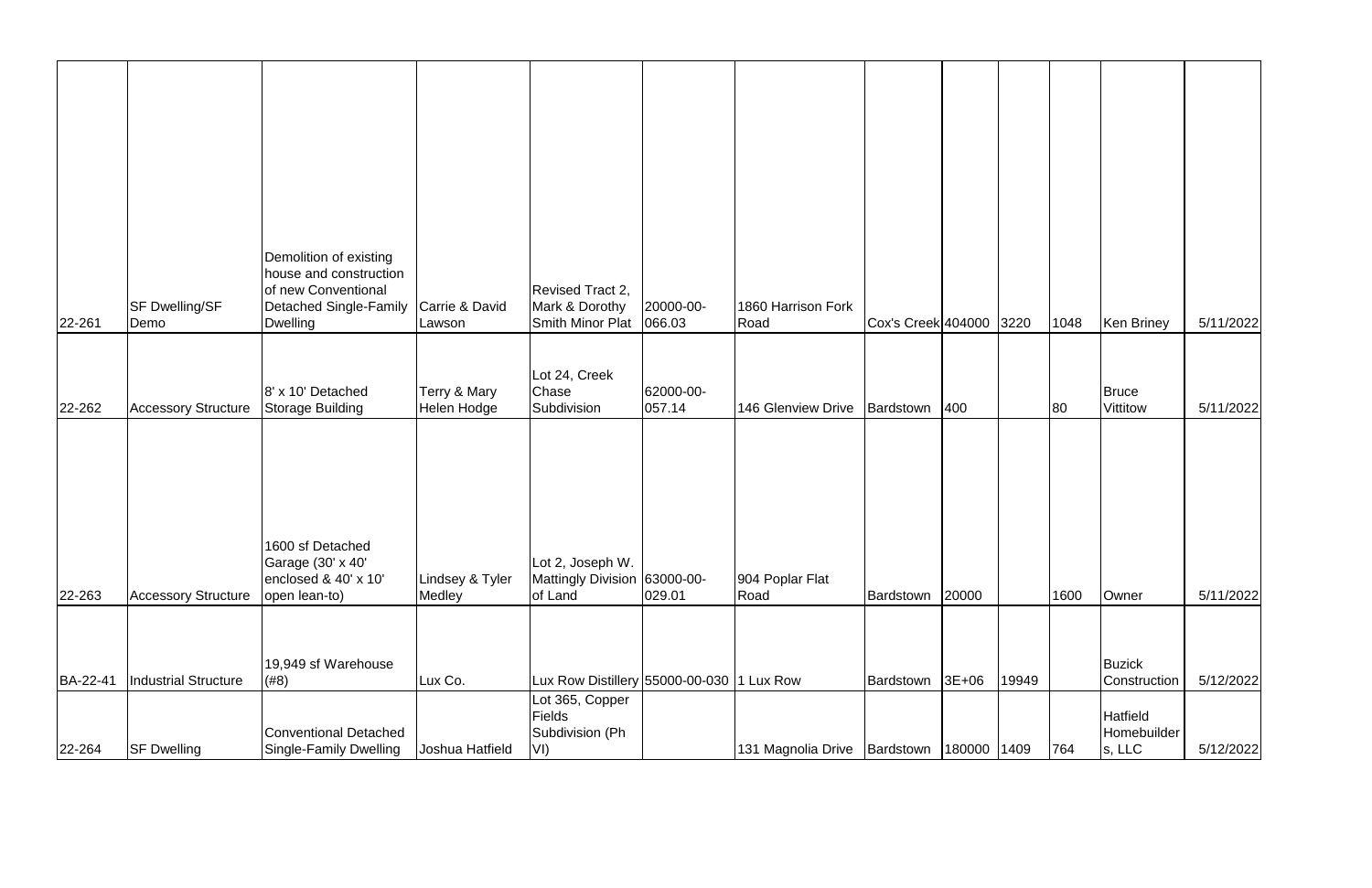| | | | | | | | | | | | | |
|---|---|---|---|---|---|---|---|---|---|---|---|---|
| 22-261 | SF Dwelling/SF Demo | Demolition of existing house and construction of new Conventional Detached Single-Family Dwelling | Carrie & David Lawson | Revised Tract 2, Mark & Dorothy Smith Minor Plat | 20000-00-066.03 | 1860 Harrison Fork Road | Cox's Creek | 404000 | 3220 | 1048 | Ken Briney | 5/11/2022 |
| 22-262 | Accessory Structure | 8' x 10' Detached Storage Building | Terry & Mary Helen Hodge | Lot 24, Creek Chase Subdivision | 62000-00-057.14 | 146 Glenview Drive | Bardstown | 400 | | 80 | Bruce Vittitow | 5/11/2022 |
| 22-263 | Accessory Structure | 1600 sf Detached Garage (30' x 40' enclosed & 40' x 10' open lean-to) | Lindsey & Tyler Medley | Lot 2, Joseph W. Mattingly Division of Land | 63000-00-029.01 | 904 Poplar Flat Road | Bardstown | 20000 | | 1600 | Owner | 5/11/2022 |
| BA-22-41 | Industrial Structure | 19,949 sf Warehouse (#8) | Lux Co. | Lux Row Distillery | 55000-00-030 | 1 Lux Row | Bardstown | 3E+06 | 19949 | | Buzick Construction | 5/12/2022 |
| 22-264 | SF Dwelling | Conventional Detached Single-Family Dwelling | Joshua Hatfield | Lot 365, Copper Fields Subdivision (Ph VI) | | 131 Magnolia Drive | Bardstown | 180000 | 1409 | 764 | Hatfield Homebuilders, LLC | 5/12/2022 |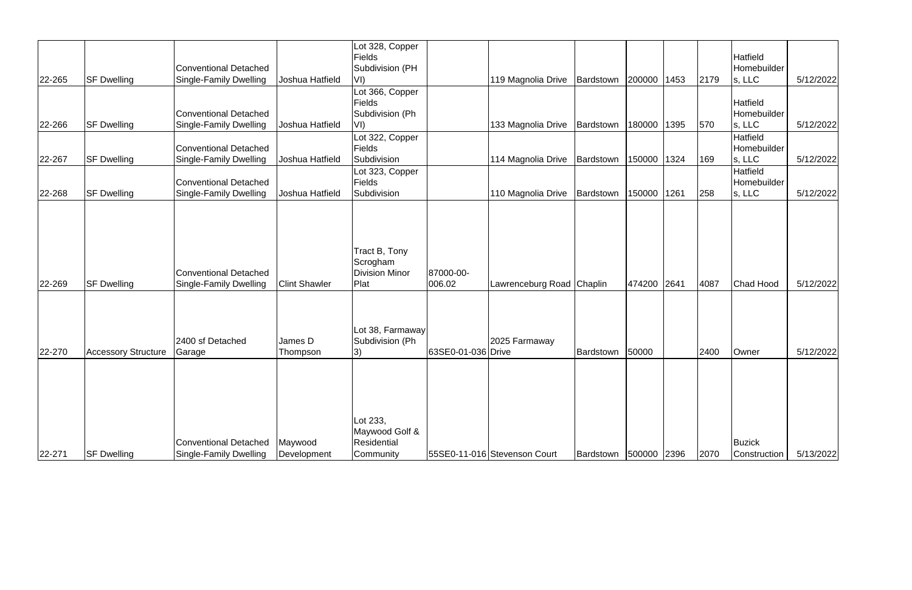| | | | | | | | | | | | | |
|---|---|---|---|---|---|---|---|---|---|---|---|---|
| 22-265 | SF Dwelling | Conventional Detached Single-Family Dwelling | Joshua Hatfield | Lot 328, Copper Fields Subdivision (PH VI) | | 119 Magnolia Drive | Bardstown | 200000 | 1453 | 2179 | Hatfield Homebuilders, LLC | 5/12/2022 |
| 22-266 | SF Dwelling | Conventional Detached Single-Family Dwelling | Joshua Hatfield | Lot 366, Copper Fields Subdivision (Ph VI) | | 133 Magnolia Drive | Bardstown | 180000 | 1395 | 570 | Hatfield Homebuilders, LLC | 5/12/2022 |
| 22-267 | SF Dwelling | Conventional Detached Single-Family Dwelling | Joshua Hatfield | Lot 322, Copper Fields Subdivision | | 114 Magnolia Drive | Bardstown | 150000 | 1324 | 169 | Hatfield Homebuilders, LLC | 5/12/2022 |
| 22-268 | SF Dwelling | Conventional Detached Single-Family Dwelling | Joshua Hatfield | Lot 323, Copper Fields Subdivision | | 110 Magnolia Drive | Bardstown | 150000 | 1261 | 258 | Hatfield Homebuilders, LLC | 5/12/2022 |
| 22-269 | SF Dwelling | Conventional Detached Single-Family Dwelling | Clint Shawler | Tract B, Tony Scrogham Division Minor Plat | 87000-00-006.02 | Lawrenceburg Road | Chaplin | 474200 | 2641 | 4087 | Chad Hood | 5/12/2022 |
| 22-270 | Accessory Structure | 2400 sf Detached Garage | James D Thompson | Lot 38, Farmaway Subdivision (Ph 3) | 63SE0-01-036 | 2025 Farmaway Drive | Bardstown | 50000 | | 2400 | Owner | 5/12/2022 |
| 22-271 | SF Dwelling | Conventional Detached Single-Family Dwelling | Maywood Development | Lot 233, Maywood Golf & Residential Community | 55SE0-11-016 | Stevenson Court | Bardstown | 500000 | 2396 | 2070 | Buzick Construction | 5/13/2022 |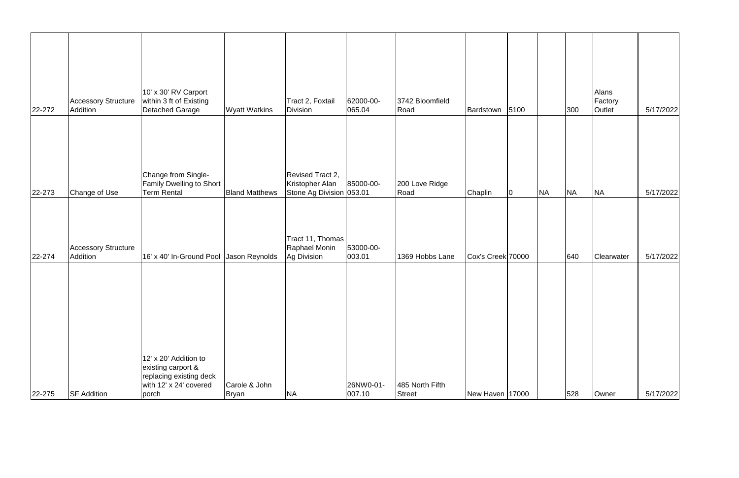| | | | | | | | | | | | | |
|---|---|---|---|---|---|---|---|---|---|---|---|---|
| 22-272 | Accessory Structure Addition | 10' x 30' RV Carport within 3 ft of Existing Detached Garage | Wyatt Watkins | Tract 2, Foxtail Division | 62000-00-065.04 | 3742 Bloomfield Road | Bardstown | 5100 | | 300 | Alans Factory Outlet | 5/17/2022 |
| 22-273 | Change of Use | Change from Single-Family Dwelling to Short Term Rental | Bland Matthews | Revised Tract 2, Kristopher Alan Stone Ag Division | 85000-00-053.01 | 200 Love Ridge Road | Chaplin | 0 | NA | NA | NA | 5/17/2022 |
| 22-274 | Accessory Structure Addition | 16' x 40' In-Ground Pool | Jason Reynolds | Tract 11, Thomas Raphael Monin Ag Division | 53000-00-003.01 | 1369 Hobbs Lane | Cox's Creek | 70000 | | 640 | Clearwater | 5/17/2022 |
| 22-275 | SF Addition | 12' x 20' Addition to existing carport & replacing existing deck with 12' x 24' covered porch | Carole & John Bryan | NA | 26NW0-01-007.10 | 485 North Fifth Street | New Haven | 17000 | | 528 | Owner | 5/17/2022 |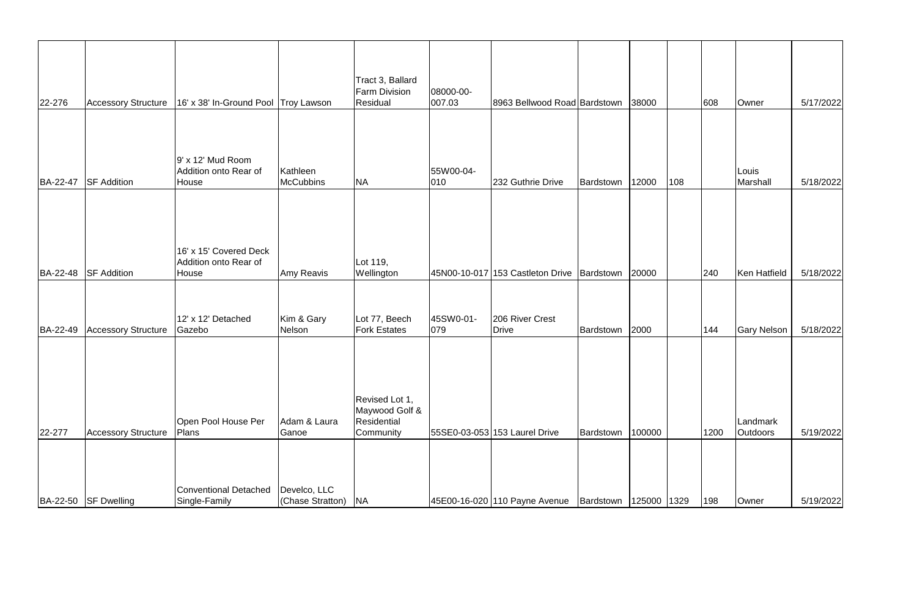| | | | | | | | | | | | | |
|---|---|---|---|---|---|---|---|---|---|---|---|---|
| 22-276 | Accessory Structure | 16' x 38' In-Ground Pool | Troy Lawson | Tract 3, Ballard Farm Division Residual | 08000-00-007.03 | 8963 Bellwood Road | Bardstown | 38000 | | 608 | Owner | 5/17/2022 |
| BA-22-47 | SF Addition | 9' x 12' Mud Room Addition onto Rear of House | Kathleen McCubbins | NA | 55W00-04-010 | 232 Guthrie Drive | Bardstown | 12000 | 108 | | Louis Marshall | 5/18/2022 |
| BA-22-48 | SF Addition | 16' x 15' Covered Deck Addition onto Rear of House | Amy Reavis | Lot 119, Wellington | 45N00-10-017 | 153 Castleton Drive | Bardstown | 20000 | | 240 | Ken Hatfield | 5/18/2022 |
| BA-22-49 | Accessory Structure | 12' x 12' Detached Gazebo | Kim & Gary Nelson | Lot 77, Beech Fork Estates | 45SW0-01-079 | 206 River Crest Drive | Bardstown | 2000 | | 144 | Gary Nelson | 5/18/2022 |
| 22-277 | Accessory Structure | Open Pool House Per Plans | Adam & Laura Ganoe | Revised Lot 1, Maywood Golf & Residential Community | 55SE0-03-053 | 153 Laurel Drive | Bardstown | 100000 | | 1200 | Landmark Outdoors | 5/19/2022 |
| BA-22-50 | SF Dwelling | Conventional Detached Single-Family | Develco, LLC (Chase Stratton) | NA | 45E00-16-020 | 110 Payne Avenue | Bardstown | 125000 | 1329 | 198 | Owner | 5/19/2022 |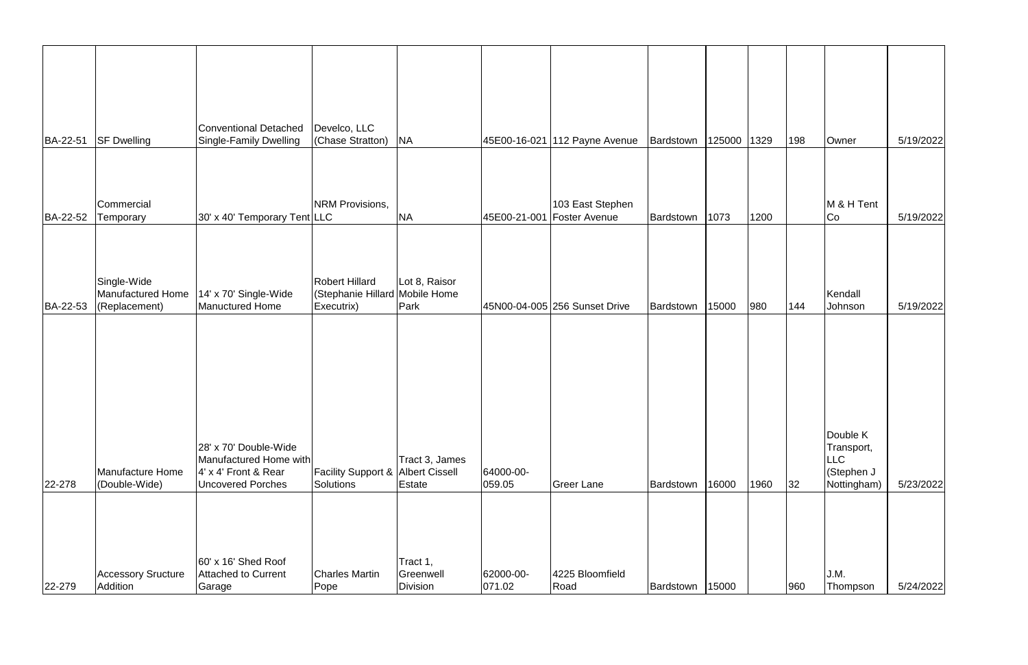| | | | | | | | | | | | | |
|---|---|---|---|---|---|---|---|---|---|---|---|---|
| BA-22-51 | SF Dwelling | Conventional Detached Single-Family Dwelling | Develco, LLC (Chase Stratton) | NA | 45E00-16-021 | 112 Payne Avenue | Bardstown | 125000 | 1329 | 198 | Owner | 5/19/2022 |
| BA-22-52 | Commercial Temporary | 30' x 40' Temporary Tent | NRM Provisions, LLC | NA | 45E00-21-001 | 103 East Stephen Foster Avenue | Bardstown | 1073 | 1200 | | M & H Tent Co | 5/19/2022 |
| BA-22-53 | Single-Wide Manufactured Home (Replacement) | 14' x 70' Single-Wide Manuctured Home | Robert Hillard (Stephanie Hillard Executrix) | Lot 8, Raisor Mobile Home Park | 45N00-04-005 | 256 Sunset Drive | Bardstown | 15000 | 980 | 144 | Kendall Johnson | 5/19/2022 |
| 22-278 | Manufacture Home (Double-Wide) | 28' x 70' Double-Wide Manufactured Home with 4' x 4' Front & Rear Uncovered Porches | Facility Support & Solutions | Tract 3, James Albert Cissell Estate | 64000-00-059.05 | Greer Lane | Bardstown | 16000 | 1960 | 32 | Double K Transport, LLC (Stephen J Nottingham) | 5/23/2022 |
| 22-279 | Accessory Sructure Addition | 60' x 16' Shed Roof Attached to Current Garage | Charles Martin Pope | Tract 1, Greenwell Division | 62000-00-071.02 | 4225 Bloomfield Road | Bardstown | 15000 | | 960 | J.M. Thompson | 5/24/2022 |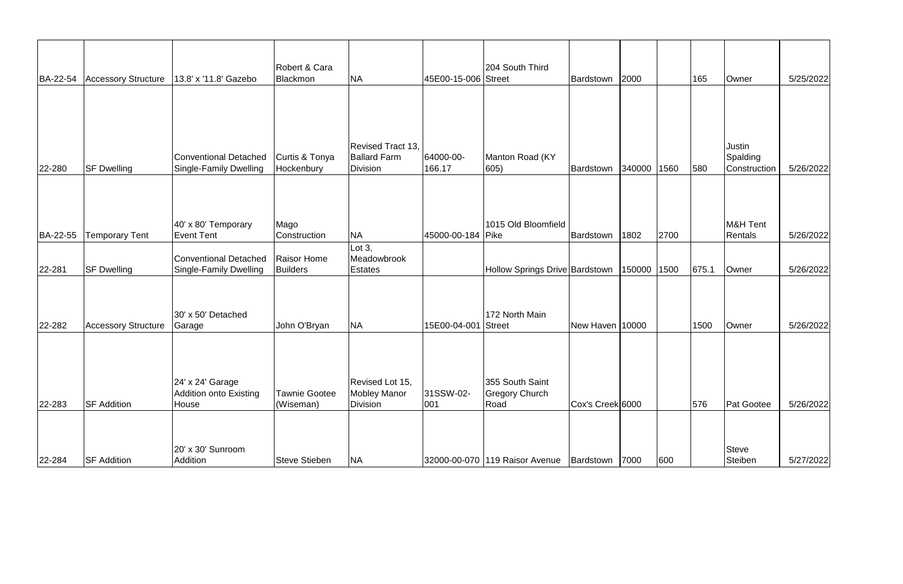| | | | | | | | | | | | | |
|---|---|---|---|---|---|---|---|---|---|---|---|---|
| BA-22-54 | Accessory Structure | 13.8' x '11.8' Gazebo | Robert & Cara Blackmon | NA | 45E00-15-006 | 204 South Third Street | Bardstown | 2000 | | 165 | Owner | 5/25/2022 |
| 22-280 | SF Dwelling | Conventional Detached Single-Family Dwelling | Curtis & Tonya Hockenbury | Revised Tract 13, Ballard Farm Division | 64000-00-166.17 | Manton Road (KY 605) | Bardstown | 340000 | 1560 | 580 | Justin Spalding Construction | 5/26/2022 |
| BA-22-55 | Temporary Tent | 40' x 80' Temporary Event Tent | Mago Construction | NA | 45000-00-184 | 1015 Old Bloomfield Pike | Bardstown | 1802 | 2700 | | M&H Tent Rentals | 5/26/2022 |
| 22-281 | SF Dwelling | Conventional Detached Single-Family Dwelling | Raisor Home Builders | Lot 3, Meadowbrook Estates | | Hollow Springs Drive | Bardstown | 150000 | 1500 | 675.1 | Owner | 5/26/2022 |
| 22-282 | Accessory Structure | 30' x 50' Detached Garage | John O'Bryan | NA | 15E00-04-001 | 172 North Main Street | New Haven | 10000 | | 1500 | Owner | 5/26/2022 |
| 22-283 | SF Addition | 24' x 24' Garage Addition onto Existing House | Tawnie Gootee (Wiseman) | Revised Lot 15, Mobley Manor Division | 31SSW-02-001 | 355 South Saint Gregory Church Road | Cox's Creek | 6000 | | 576 | Pat Gootee | 5/26/2022 |
| 22-284 | SF Addition | 20' x 30' Sunroom Addition | Steve Stieben | NA | 32000-00-070 | 119 Raisor Avenue | Bardstown | 7000 | 600 | | Steve Steiben | 5/27/2022 |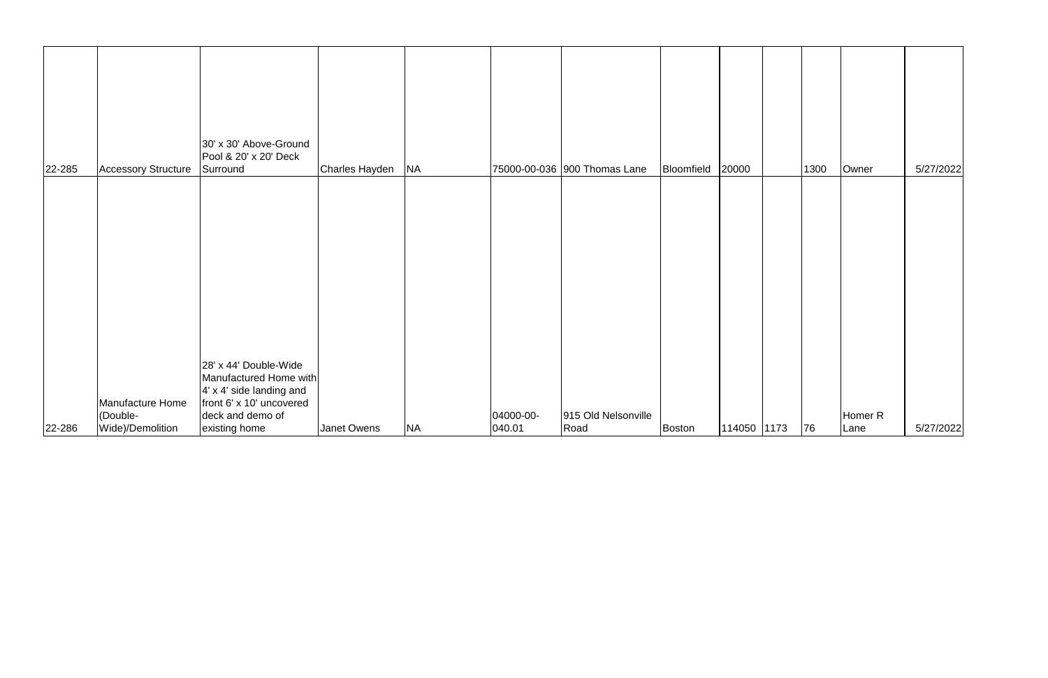|  |  |  |  |  |  |  |  |  |  |  |  |  |
|---|---|---|---|---|---|---|---|---|---|---|---|---|
| 22-285 | Accessory Structure | 30' x 30' Above-Ground Pool & 20' x 20' Deck Surround | Charles Hayden | NA | 75000-00-036 | 900 Thomas Lane | Bloomfield | 20000 |  | 1300 | Owner | 5/27/2022 |
| 22-286 | Manufacture Home (Double-Wide)/Demolition | 28' x 44' Double-Wide Manufactured Home with 4' x 4' side landing and front 6' x 10' uncovered deck and demo of existing home | Janet Owens | NA | 04000-00-040.01 | 915 Old Nelsonville Road | Boston | 114050 | 1173 | 76 | Homer R Lane | 5/27/2022 |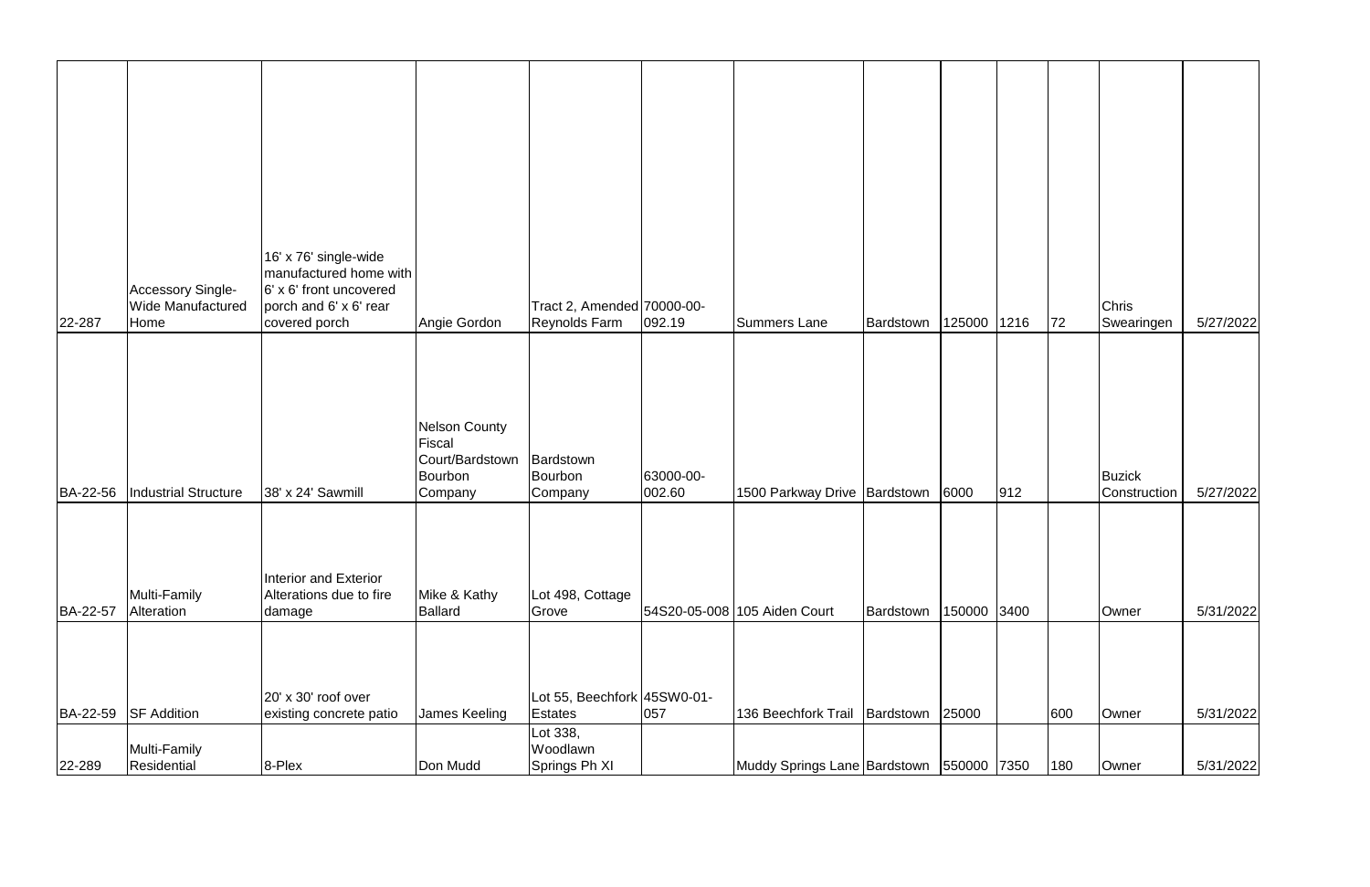| | | | | | | | | | | | | |
|---|---|---|---|---|---|---|---|---|---|---|---|---|
| 22-287 | Accessory Single-Wide Manufactured Home | 16' x 76' single-wide manufactured home with 6' x 6' front uncovered porch and 6' x 6' rear covered porch | Angie Gordon | Tract 2, Amended Reynolds Farm | 70000-00-092.19 | Summers Lane | Bardstown | 125000 | 1216 | 72 | Chris Swearingen | 5/27/2022 |
| BA-22-56 | Industrial Structure | 38' x 24' Sawmill | Nelson County Fiscal Court/Bardstown Bourbon Company | Bardstown Bourbon Company | 63000-00-002.60 | 1500 Parkway Drive | Bardstown | 6000 | 912 | | Buzick Construction | 5/27/2022 |
| BA-22-57 | Multi-Family Alteration | Interior and Exterior Alterations due to fire damage | Mike & Kathy Ballard | Lot 498, Cottage Grove | 54S20-05-008 | 105 Aiden Court | Bardstown | 150000 | 3400 | | Owner | 5/31/2022 |
| BA-22-59 | SF Addition | 20' x 30' roof over existing concrete patio | James Keeling | Lot 55, Beechfork Estates | 45SW0-01-057 | 136 Beechfork Trail | Bardstown | 25000 | | 600 | Owner | 5/31/2022 |
| 22-289 | Multi-Family Residential | 8-Plex | Don Mudd | Lot 338, Woodlawn Springs Ph XI | | Muddy Springs Lane | Bardstown | 550000 | 7350 | 180 | Owner | 5/31/2022 |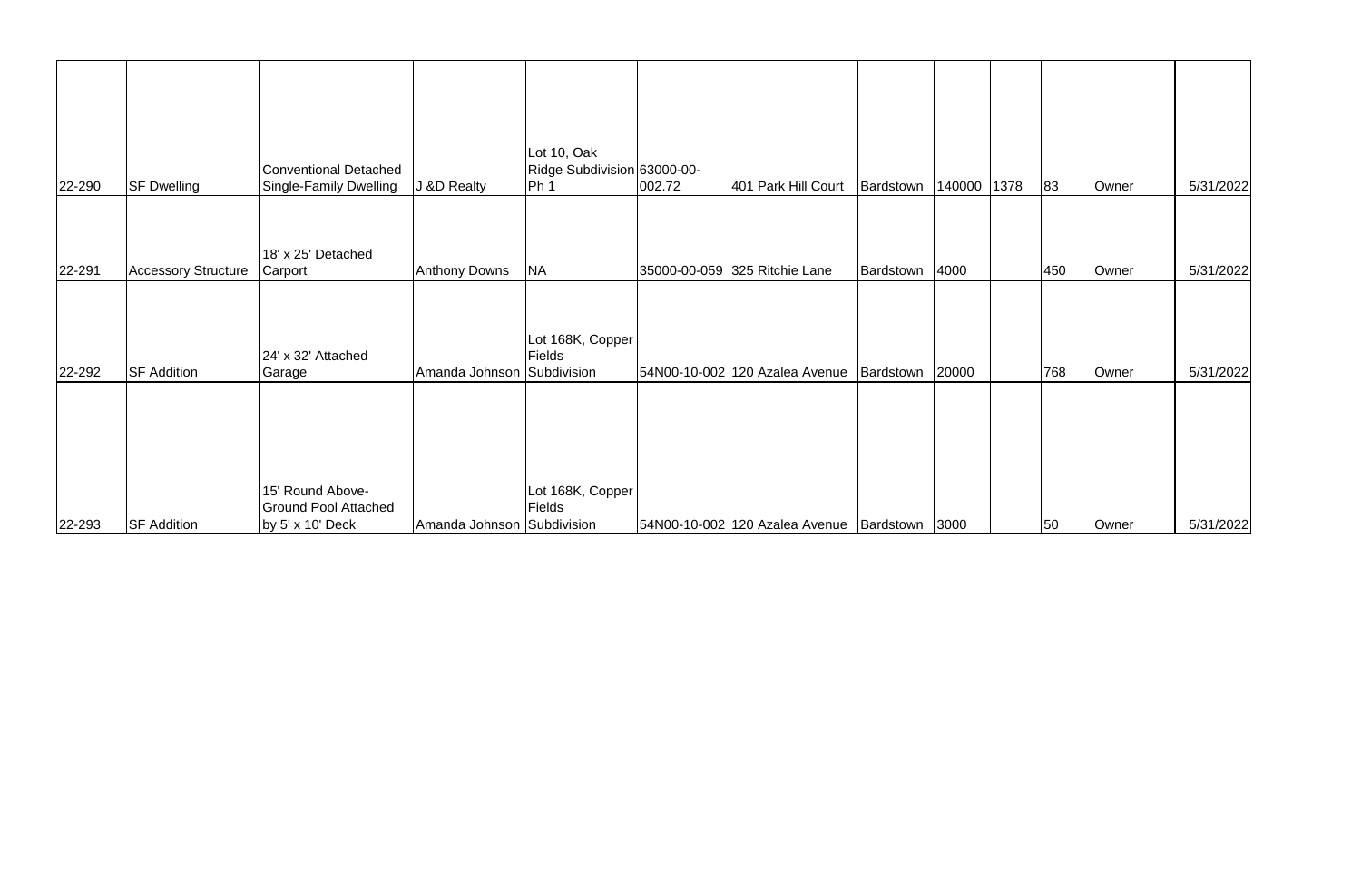| | | | | | | | | | | | | |
|---|---|---|---|---|---|---|---|---|---|---|---|---|
| 22-290 | SF Dwelling | Conventional Detached Single-Family Dwelling | J &D Realty | Lot 10, Oak Ridge Subdivision Ph 1 | 63000-00-002.72 | 401 Park Hill Court | Bardstown | 140000 | 1378 | 83 | Owner | 5/31/2022 |
| 22-291 | Accessory Structure | 18' x 25' Detached Carport | Anthony Downs | NA | 35000-00-059 | 325 Ritchie Lane | Bardstown | 4000 | | 450 | Owner | 5/31/2022 |
| 22-292 | SF Addition | 24' x 32' Attached Garage | Amanda Johnson | Lot 168K, Copper Fields Subdivision | 54N00-10-002 | 120 Azalea Avenue | Bardstown | 20000 | | 768 | Owner | 5/31/2022 |
| 22-293 | SF Addition | 15' Round Above-Ground Pool Attached by 5' x 10' Deck | Amanda Johnson | Lot 168K, Copper Fields Subdivision | 54N00-10-002 | 120 Azalea Avenue | Bardstown | 3000 | | 50 | Owner | 5/31/2022 |